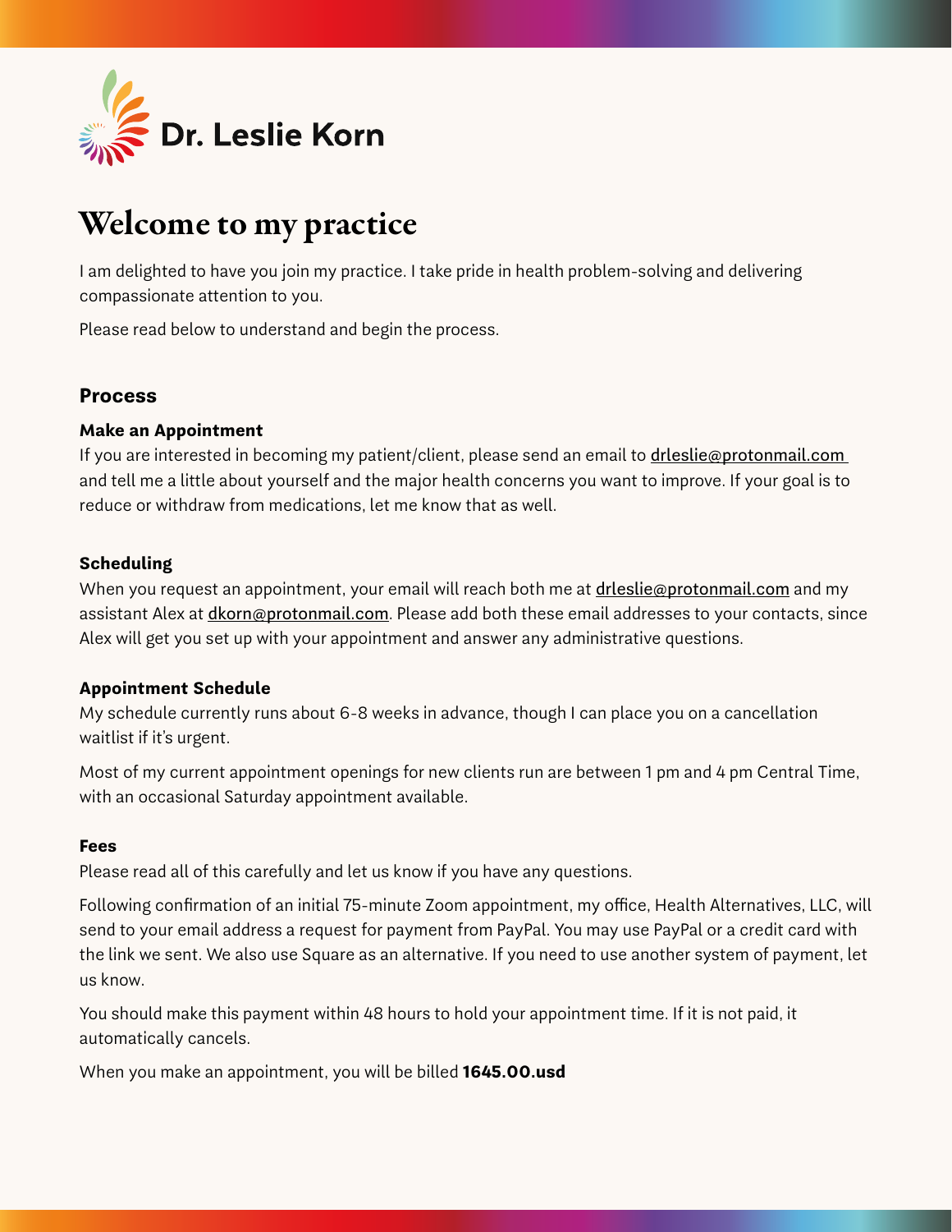Dr. Leslie Korn

# Welcome to my practice

I am delighted to have you join my practice. I take pride in health problem-solving and delivering compassionate attention to you.

Please read below to understand and begin the process.

## Process

### Make an Appointment

If you are interested in becoming my patient/client, please send an email to drleslie@protonmail.com and tell me a little about yourself and the major health concerns you want to improve. If your goal is to reduce or withdraw from medications, let me know that as well.

### Scheduling

When you request an appointment, your email will reach both me at drleslie@protonmail.com and my assistant Alex at dkorn@protonmail.com. Please add both these email addresses to your contacts, since Alex will get you set up with your appointment and answer any administrative questions.

### Appointment Schedule

My schedule currently runs about 6-8 weeks in advance, though I can place you on a cancellation waitlist if it's urgent.

Most of my current appointment openings for new clients run are between 1 pm and 4 pm Central Time, with an occasional Saturday appointment available.

### Fees

Please read all of this carefully and let us know if you have any questions.

Following confirmation of an initial 75-minute Zoom appointment, my office, Health Alternatives, LLC, will send to your email address a request for payment from PayPal. You may use PayPal or a credit card with the link we sent. We also use Square as an alternative. If you need to use another system of payment, let us know.

You should make this payment within 48 hours to hold your appointment time. If it is not paid, it automatically cancels.

When you make an appointment, you will be billed **1645.00.usd**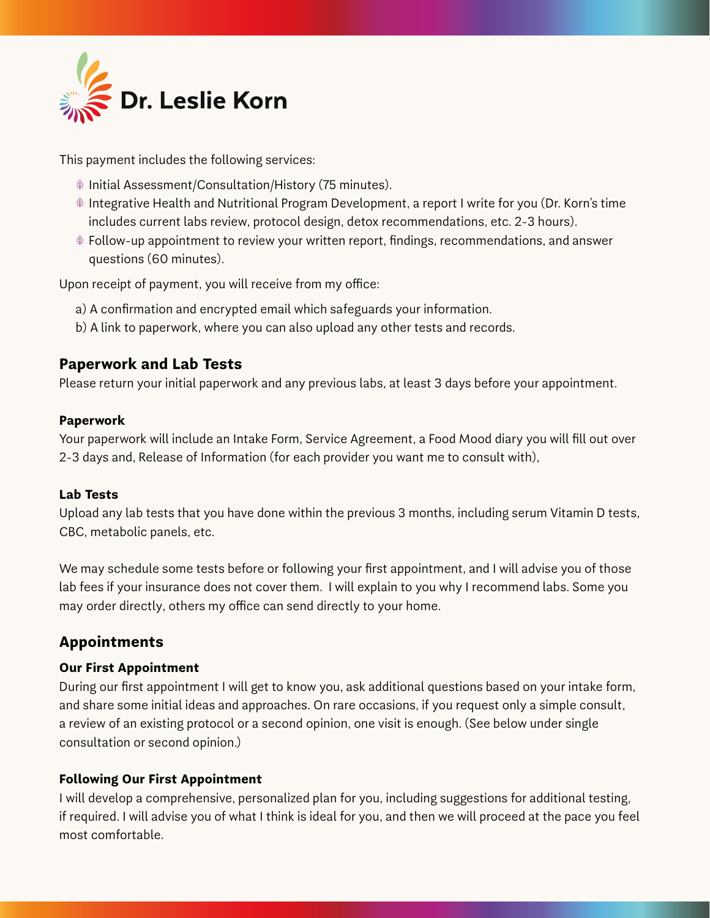# Dr. Leslie Korn

This payment includes the following services:

- Initial Assessment/Consultation/History (75 minutes).
- Integrative Health and Nutritional Program Development, a report I write for you (Dr. Korn's time includes current labs review, protocol design, detox recommendations, etc. 2-3 hours).
- Follow-up appointment to review your written report, findings, recommendations, and answer questions (60 minutes).

Upon receipt of payment, you will receive from my office:

a) A confirmation and encrypted email which safeguards your information.
b) A link to paperwork, where you can also upload any other tests and records.

## Paperwork and Lab Tests

Please return your initial paperwork and any previous labs, at least 3 days before your appointment.

### Paperwork

Your paperwork will include an Intake Form, Service Agreement, a Food Mood diary you will fill out over 2-3 days and, Release of Information (for each provider you want me to consult with),

### Lab Tests

Upload any lab tests that you have done within the previous 3 months, including serum Vitamin D tests, CBC, metabolic panels, etc.

We may schedule some tests before or following your first appointment, and I will advise you of those lab fees if your insurance does not cover them. I will explain to you why I recommend labs. Some you may order directly, others my office can send directly to your home.

## Appointments

### Our First Appointment

During our first appointment I will get to know you, ask additional questions based on your intake form, and share some initial ideas and approaches. On rare occasions, if you request only a simple consult, a review of an existing protocol or a second opinion, one visit is enough. (See below under single consultation or second opinion.)

### Following Our First Appointment

I will develop a comprehensive, personalized plan for you, including suggestions for additional testing, if required. I will advise you of what I think is ideal for you, and then we will proceed at the pace you feel most comfortable.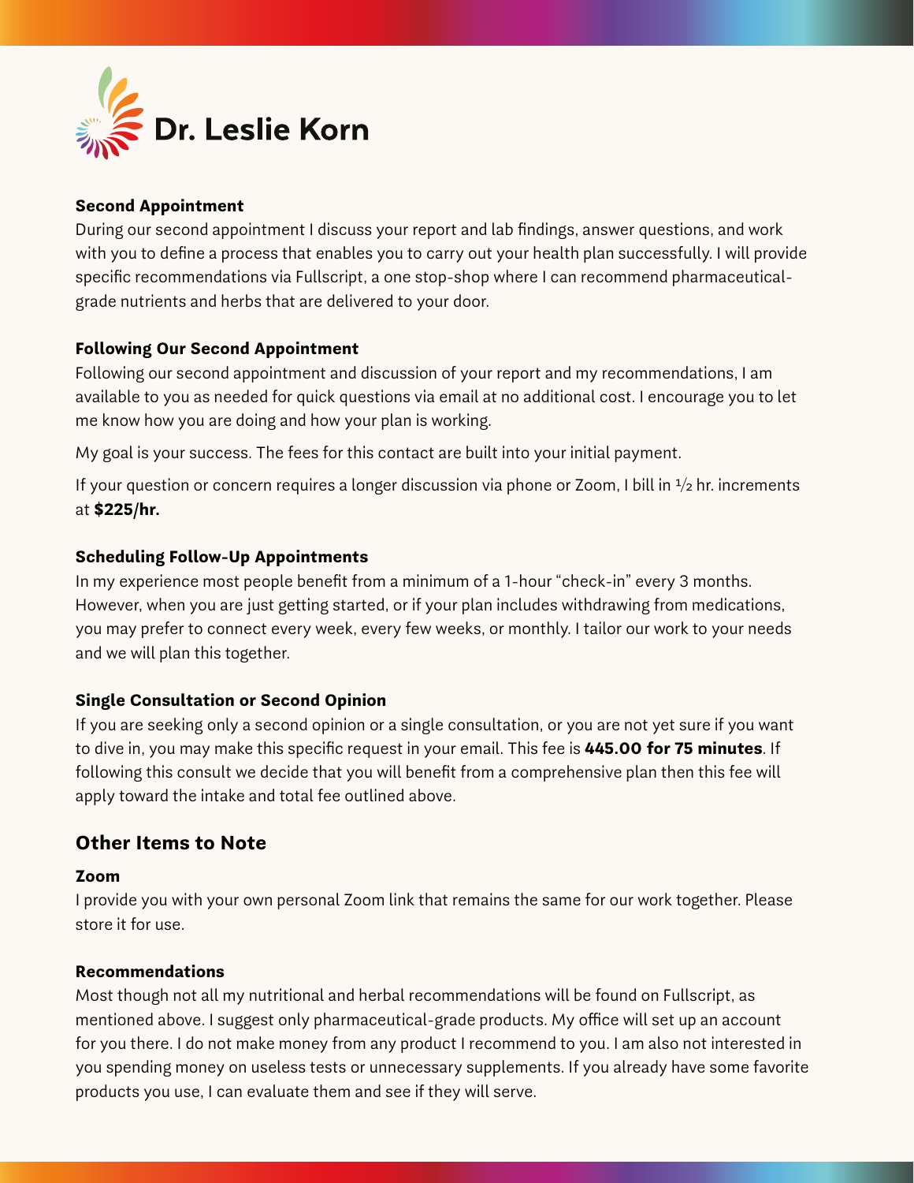# Dr. Leslie Korn

**Second Appointment**

During our second appointment I discuss your report and lab findings, answer questions, and work with you to define a process that enables you to carry out your health plan successfully. I will provide specific recommendations via Fullscript, a one stop-shop where I can recommend pharmaceutical-grade nutrients and herbs that are delivered to your door.

**Following Our Second Appointment**

Following our second appointment and discussion of your report and my recommendations, I am available to you as needed for quick questions via email at no additional cost. I encourage you to let me know how you are doing and how your plan is working.

My goal is your success. The fees for this contact are built into your initial payment.

If your question or concern requires a longer discussion via phone or Zoom, I bill in ½ hr. increments at **$225/hr.**

**Scheduling Follow-Up Appointments**

In my experience most people benefit from a minimum of a 1-hour "check-in" every 3 months. However, when you are just getting started, or if your plan includes withdrawing from medications, you may prefer to connect every week, every few weeks, or monthly. I tailor our work to your needs and we will plan this together.

**Single Consultation or Second Opinion**

If you are seeking only a second opinion or a single consultation, or you are not yet sure if you want to dive in, you may make this specific request in your email. This fee is **445.00 for 75 minutes**. If following this consult we decide that you will benefit from a comprehensive plan then this fee will apply toward the intake and total fee outlined above.

## Other Items to Note

**Zoom**

I provide you with your own personal Zoom link that remains the same for our work together. Please store it for use.

**Recommendations**

Most though not all my nutritional and herbal recommendations will be found on Fullscript, as mentioned above. I suggest only pharmaceutical-grade products. My office will set up an account for you there. I do not make money from any product I recommend to you. I am also not interested in you spending money on useless tests or unnecessary supplements. If you already have some favorite products you use, I can evaluate them and see if they will serve.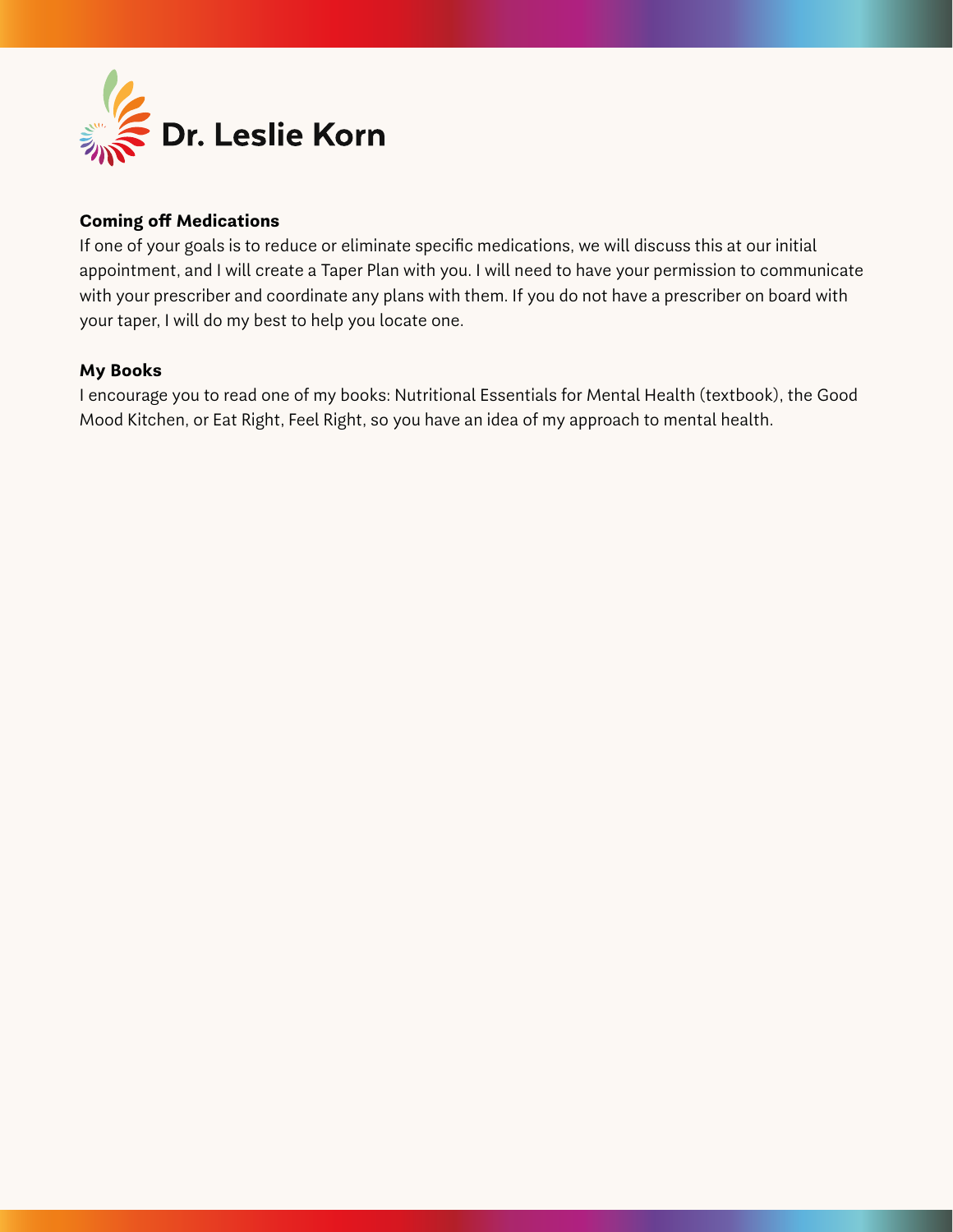## Coming off Medications

If one of your goals is to reduce or eliminate specific medications, we will discuss this at our initial appointment, and I will create a Taper Plan with you. I will need to have your permission to communicate with your prescriber and coordinate any plans with them. If you do not have a prescriber on board with your taper, I will do my best to help you locate one.

## My Books

I encourage you to read one of my books: Nutritional Essentials for Mental Health (textbook), the Good Mood Kitchen, or Eat Right, Feel Right, so you have an idea of my approach to mental health.